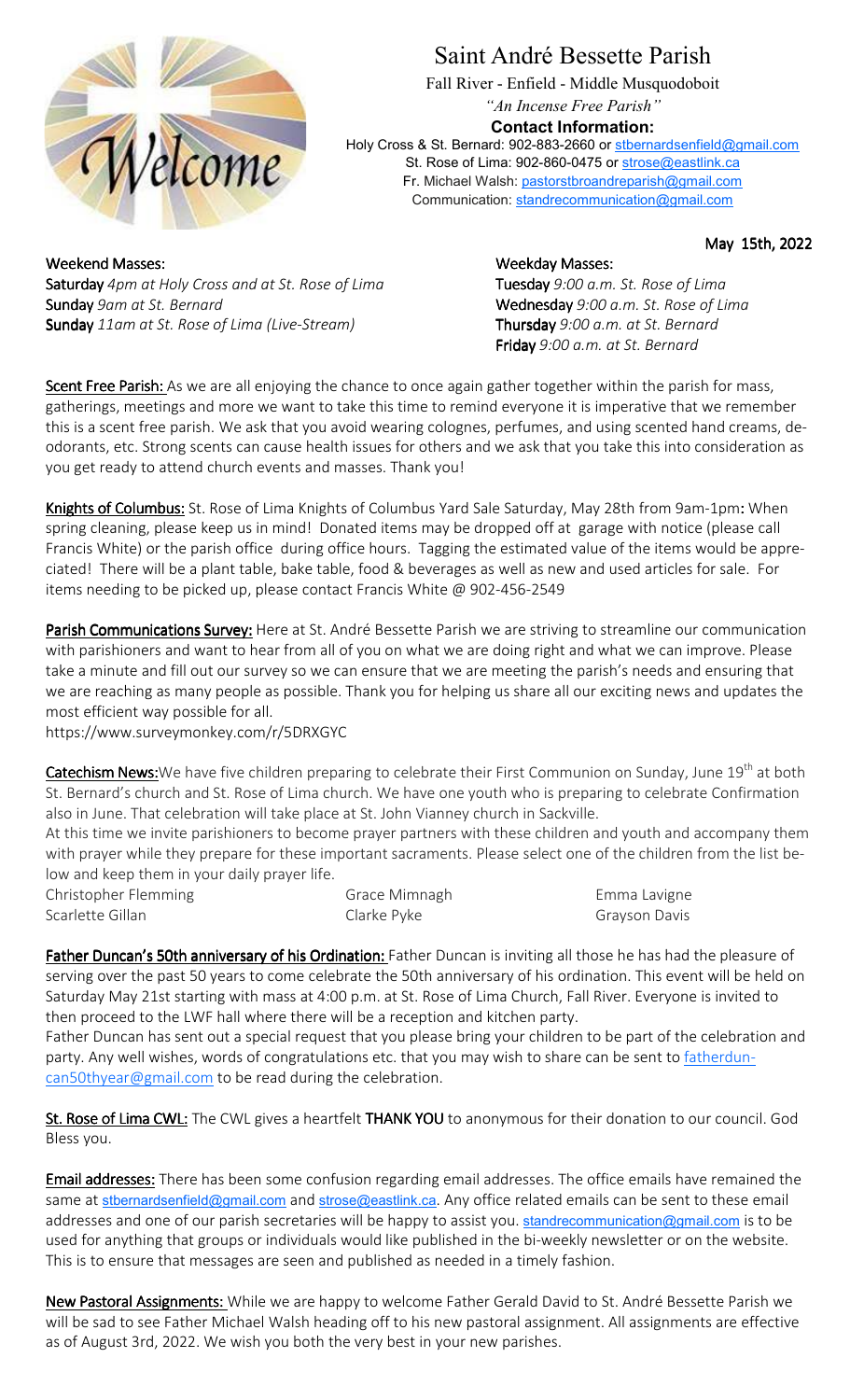# Saint André Bessette Parish

Fall River - Enfield - Middle Musquodoboit

*"An Incense Free Parish"*

**Contact Information:**

Holy Cross & St. Bernard: 902-883-2660 or stbernardsenfield@gmail.com
St. Rose of Lima: 902-860-0475 or strose@eastlink.ca
Fr. Michael Walsh: pastorstbroandreparish@gmail.com
Communication: standrecommunication@gmail.com

**May 15th, 2022**

**Weekend Masses:**
**Saturday** *4pm at Holy Cross and at St. Rose of Lima*
**Sunday** *9am at St. Bernard*
**Sunday** *11am at St. Rose of Lima (Live-Stream)*

**Weekday Masses:**
**Tuesday** *9:00 a.m. St. Rose of Lima*
**Wednesday** *9:00 a.m. St. Rose of Lima*
**Thursday** *9:00 a.m. at St. Bernard*
**Friday** *9:00 a.m. at St. Bernard*

**Scent Free Parish:** As we are all enjoying the chance to once again gather together within the parish for mass, gatherings, meetings and more we want to take this time to remind everyone it is imperative that we remember this is a scent free parish. We ask that you avoid wearing colognes, perfumes, and using scented hand creams, deodorants, etc. Strong scents can cause health issues for others and we ask that you take this into consideration as you get ready to attend church events and masses. Thank you!

**Knights of Columbus:** St. Rose of Lima Knights of Columbus Yard Sale Saturday, May 28th from 9am-1pm**:** When spring cleaning, please keep us in mind! Donated items may be dropped off at garage with notice (please call Francis White) or the parish office during office hours. Tagging the estimated value of the items would be appreciated! There will be a plant table, bake table, food & beverages as well as new and used articles for sale. For items needing to be picked up, please contact Francis White @ 902-456-2549

**Parish Communications Survey:** Here at St. André Bessette Parish we are striving to streamline our communication with parishioners and want to hear from all of you on what we are doing right and what we can improve. Please take a minute and fill out our survey so we can ensure that we are meeting the parish's needs and ensuring that we are reaching as many people as possible. Thank you for helping us share all our exciting news and updates the most efficient way possible for all.
https://www.surveymonkey.com/r/5DRXGYC

**Catechism News:** We have five children preparing to celebrate their First Communion on Sunday, June 19th at both St. Bernard's church and St. Rose of Lima church. We have one youth who is preparing to celebrate Confirmation also in June. That celebration will take place at St. John Vianney church in Sackville.
At this time we invite parishioners to become prayer partners with these children and youth and accompany them with prayer while they prepare for these important sacraments. Please select one of the children from the list below and keep them in your daily prayer life.

| | | |
|---|---|---|
| Christopher Flemming | Grace Mimnagh | Emma Lavigne |
| Scarlette Gillan | Clarke Pyke | Grayson Davis |

**Father Duncan's 50th anniversary of his Ordination:** Father Duncan is inviting all those he has had the pleasure of serving over the past 50 years to come celebrate the 50th anniversary of his ordination. This event will be held on Saturday May 21st starting with mass at 4:00 p.m. at St. Rose of Lima Church, Fall River. Everyone is invited to then proceed to the LWF hall where there will be a reception and kitchen party.
Father Duncan has sent out a special request that you please bring your children to be part of the celebration and party. Any well wishes, words of congratulations etc. that you may wish to share can be sent to fatherduncan50thyear@gmail.com to be read during the celebration.

**St. Rose of Lima CWL:** The CWL gives a heartfelt **THANK YOU** to anonymous for their donation to our council. God Bless you.

**Email addresses:** There has been some confusion regarding email addresses. The office emails have remained the same at stbernardsenfield@gmail.com and strose@eastlink.ca. Any office related emails can be sent to these email addresses and one of our parish secretaries will be happy to assist you. standrecommunication@gmail.com is to be used for anything that groups or individuals would like published in the bi-weekly newsletter or on the website. This is to ensure that messages are seen and published as needed in a timely fashion.

**New Pastoral Assignments:** While we are happy to welcome Father Gerald David to St. André Bessette Parish we will be sad to see Father Michael Walsh heading off to his new pastoral assignment. All assignments are effective as of August 3rd, 2022. We wish you both the very best in your new parishes.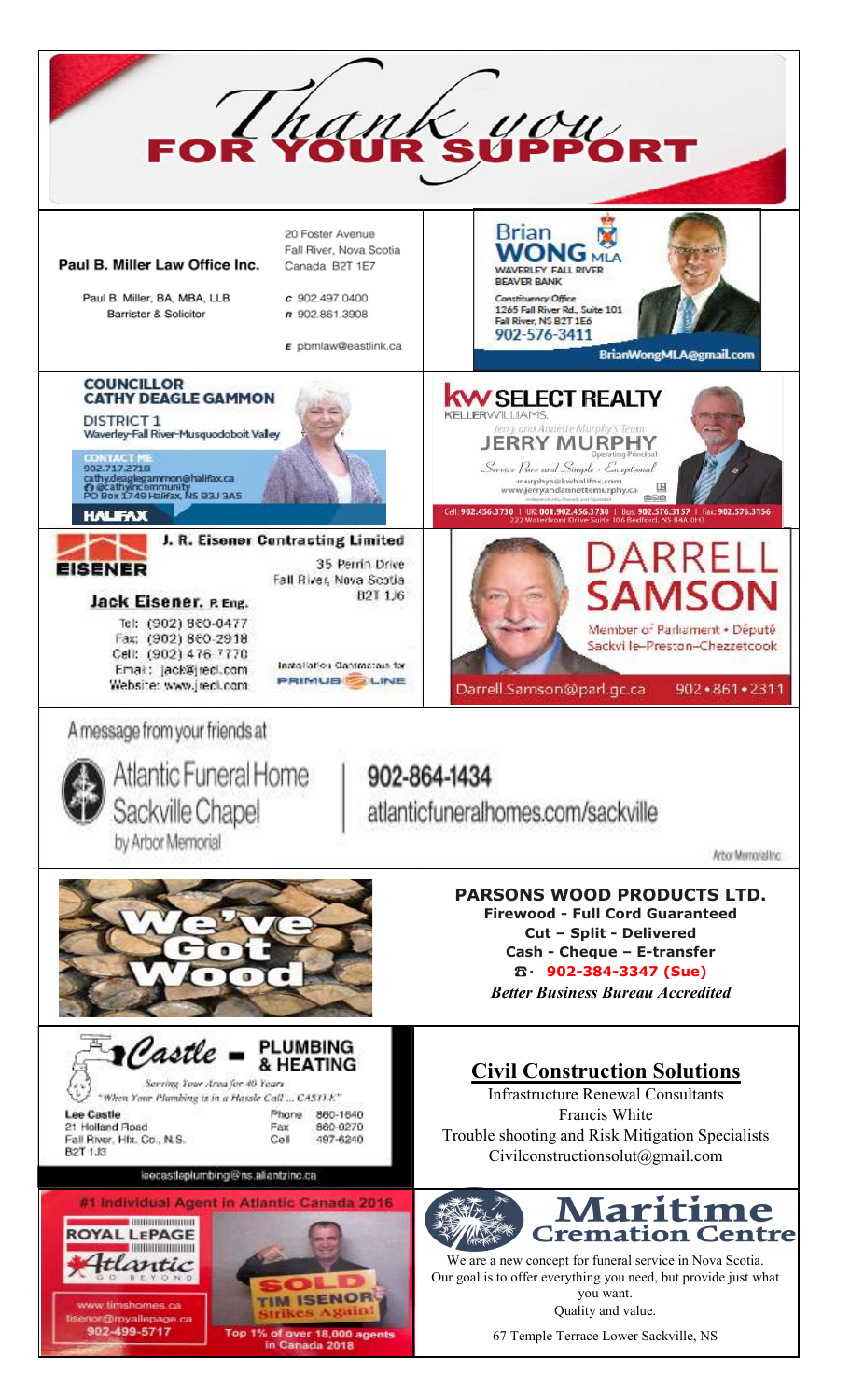# Thank you FOR YOUR SUPPORT

**Paul B. Miller Law Office Inc.**

Paul B. Miller, BA, MBA, LLB
Barrister & Solicitor

20 Foster Avenue
Fall River, Nova Scotia
Canada B2T 1E7

c 902.497.0400
R 902.861.3908

E pbmlaw@eastlink.ca

---

**Brian WONG MLA**
WAVERLEY FALL RIVER BEAVER BANK

Constituency Office
1265 Fall River Rd., Suite 101
Fall River, NS B2T 1E6
902-576-3411

BrianWongMLA@gmail.com

---

**COUNCILLOR CATHY DEAGLE GAMMON**

DISTRICT 1
Waverley-Fall River-Musquodoboit Valley

CONTACT ME
902.717.2718
cathy.deaglegammon@halifax.ca
@cathyincommunity
PO Box 1749 Halifax, NS B3J 3A5

HALIFAX

---

**kw SELECT REALTY**
KELLERWILLIAMS.

Jerry and Annette Murphy's Team
**JERRY MURPHY**
Operating Principal

Service Pure and Simple - Exceptional

murphys@kwhalifax.com
www.jerryandannettemurphy.ca

Cell: 902.456.3730 | UK: 001.902.456.3730 | Bus: 902.576.3157 | Fax: 902.576.3156
227 Waterfront Drive Suite 106 Bedford, NS B4A 0H3

---

**J. R. Eisener Contracting Limited**

EISENER

**Jack Eisener, P. Eng.**

35 Perrin Drive
Fall River, Nova Scotia
B2T 1J6

Tel: (902) 860-0477
Fax: (902) 860-2918
Cell: (902) 476-7770
Email: jack@jrecl.com
Website: www.jrecl.com

Installation Contractors for PRIMUS LINE

---

**DARRELL SAMSON**

Member of Parliament • Député
Sackville–Preston–Chezzetcook

Darrell.Samson@parl.gc.ca 902•861•2311

---

A message from your friends at

Atlantic Funeral Home
Sackville Chapel
by Arbor Memorial

902-864-1434
atlanticfuneralhomes.com/sackville

Arbor Memorial Inc.

---

We've Got Wood

**PARSONS WOOD PRODUCTS LTD.**

**Firewood - Full Cord Guaranteed**
**Cut – Split - Delivered**
**Cash - Cheque – E-transfer**
**☎· 902-384-3347 (Sue)**
***Better Business Bureau Accredited***

---

**Castle - PLUMBING & HEATING**

*Serving Your Area for 40 Years*
*"When Your Plumbing is in a Hassle Call ... CASTLE"*

Lee Castle
21 Holland Road
Fall River, Hfx. Co., N.S.
B2T 1J3

Phone 860-1640
Fax 860-0270
Cell 497-6240

leecastleplumbing@ns.aliantzinc.ca

---

**Civil Construction Solutions**

Infrastructure Renewal Consultants
Francis White
Trouble shooting and Risk Mitigation Specialists
Civilconstructionsolut@gmail.com

---

#1 Individual Agent in Atlantic Canada 2016

ROYAL LEPAGE
Atlantic
GO BEYOND

www.timshomes.ca
tisenor@royallepage.ca
902-499-5717

SOLD
TIM ISENOR
Strikes Again!

Top 1% of over 18,000 agents in Canada 2018

---

**Maritime Cremation Centre**

We are a new concept for funeral service in Nova Scotia.
Our goal is to offer everything you need, but provide just what you want.
Quality and value.

67 Temple Terrace Lower Sackville, NS